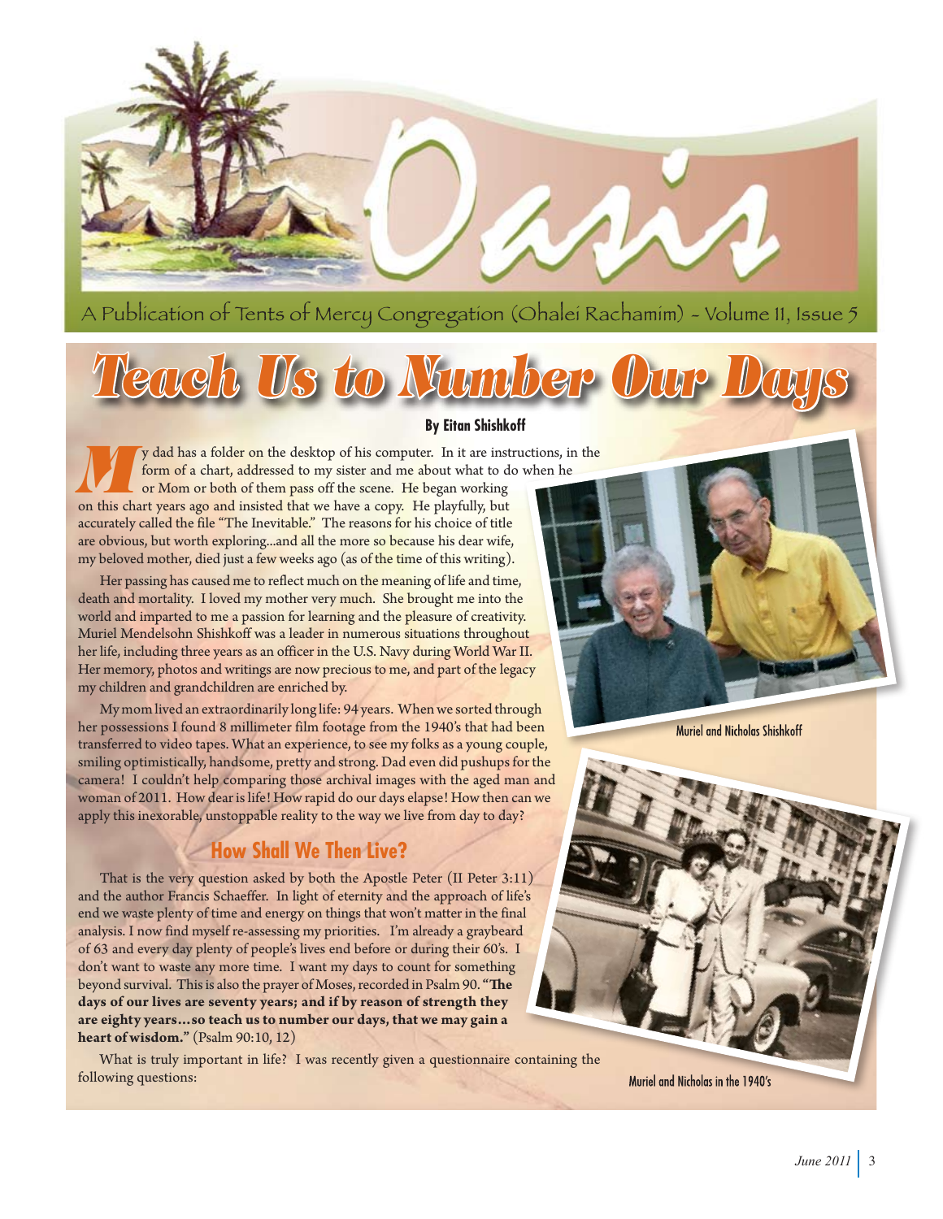# Oasis

A Publication of Tents of Mercy Congregation (Ohalei Rachamim) - Volume 11, Issue 5

# Teach Us to Number Our Days

**By Eitan Shishkoff**

My dad has a folder on the desktop of his computer. In it are instructions, in the form of a chart, addressed to my sister and me about what to do when he or Mom or both of them pass off the scene. He began working on this chart years ago and insisted that we have a copy. He playfully, but accurately called the file "The Inevitable." The reasons for his choice of title are obvious, but worth exploring...and all the more so because his dear wife, my beloved mother, died just a few weeks ago (as of the time of this writing).

Her passing has caused me to reflect much on the meaning of life and time, death and mortality. I loved my mother very much. She brought me into the world and imparted to me a passion for learning and the pleasure of creativity. Muriel Mendelsohn Shishkoff was a leader in numerous situations throughout her life, including three years as an officer in the U.S. Navy during World War II. Her memory, photos and writings are now precious to me, and part of the legacy my children and grandchildren are enriched by.

My mom lived an extraordinarily long life: 94 years. When we sorted through her possessions I found 8 millimeter film footage from the 1940's that had been transferred to video tapes. What an experience, to see my folks as a young couple, smiling optimistically, handsome, pretty and strong. Dad even did pushups for the camera! I couldn't help comparing those archival images with the aged man and woman of 2011. How dear is life! How rapid do our days elapse! How then can we apply this inexorable, unstoppable reality to the way we live from day to day?

Muriel and Nicholas Shishkoff

Muriel and Nicholas in the 1940's

## How Shall We Then Live?

That is the very question asked by both the Apostle Peter (II Peter 3:11) and the author Francis Schaeffer. In light of eternity and the approach of life's end we waste plenty of time and energy on things that won't matter in the final analysis. I now find myself re-assessing my priorities. I'm already a graybeard of 63 and every day plenty of people's lives end before or during their 60's. I don't want to waste any more time. I want my days to count for something beyond survival. This is also the prayer of Moses, recorded in Psalm 90. **"The days of our lives are seventy years; and if by reason of strength they are eighty years…so teach us to number our days, that we may gain a heart of wisdom."** (Psalm 90:10, 12)

What is truly important in life? I was recently given a questionnaire containing the following questions: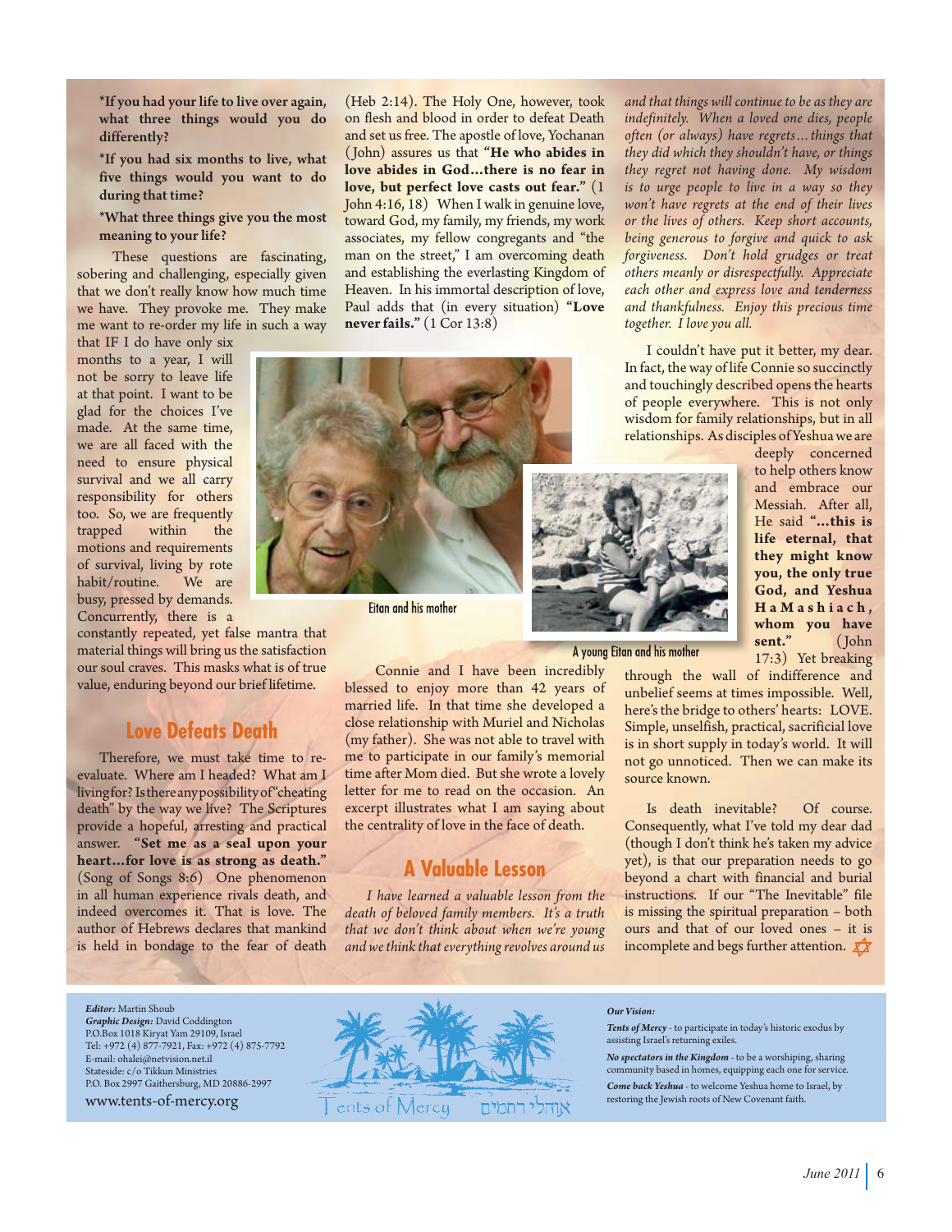**\*If you had your life to live over again, what three things would you do differently?**

**\*If you had six months to live, what five things would you want to do during that time?**

**\*What three things give you the most meaning to your life?**

These questions are fascinating, sobering and challenging, especially given that we don't really know how much time we have. They provoke me. They make me want to re-order my life in such a way that IF I do have only six months to a year, I will not be sorry to leave life at that point. I want to be glad for the choices I've made. At the same time, we are all faced with the need to ensure physical survival and we all carry responsibility for others too. So, we are frequently trapped within the motions and requirements of survival, living by rote habit/routine. We are busy, pressed by demands. Concurrently, there is a constantly repeated, yet false mantra that material things will bring us the satisfaction our soul craves. This masks what is of true value, enduring beyond our brief lifetime.

## Love Defeats Death

Therefore, we must take time to re-evaluate. Where am I headed? What am I living for? Is there any possibility of "cheating death" by the way we live? The Scriptures provide a hopeful, arresting and practical answer. **"Set me as a seal upon your heart...for love is as strong as death."** (Song of Songs 8:6) One phenomenon in all human experience rivals death, and indeed overcomes it. That is love. The author of Hebrews declares that mankind is held in bondage to the fear of death (Heb 2:14). The Holy One, however, took on flesh and blood in order to defeat Death and set us free. The apostle of love, Yochanan (John) assures us that **"He who abides in love abides in God...there is no fear in love, but perfect love casts out fear."** (1 John 4:16, 18) When I walk in genuine love, toward God, my family, my friends, my work associates, my fellow congregants and "the man on the street," I am overcoming death and establishing the everlasting Kingdom of Heaven. In his immortal description of love, Paul adds that (in every situation) **"Love never fails."** (1 Cor 13:8)

Eitan and his mother

A young Eitan and his mother

Connie and I have been incredibly blessed to enjoy more than 42 years of married life. In that time she developed a close relationship with Muriel and Nicholas (my father). She was not able to travel with me to participate in our family's memorial time after Mom died. But she wrote a lovely letter for me to read on the occasion. An excerpt illustrates what I am saying about the centrality of love in the face of death.

## A Valuable Lesson

*I have learned a valuable lesson from the death of beloved family members. It's a truth that we don't think about when we're young and we think that everything revolves around us and that things will continue to be as they are indefinitely. When a loved one dies, people often (or always) have regrets… things that they did which they shouldn't have, or things they regret not having done. My wisdom is to urge people to live in a way so they won't have regrets at the end of their lives or the lives of others. Keep short accounts, being generous to forgive and quick to ask forgiveness. Don't hold grudges or treat others meanly or disrespectfully. Appreciate each other and express love and tenderness and thankfulness. Enjoy this precious time together. I love you all.*

I couldn't have put it better, my dear. In fact, the way of life Connie so succinctly and touchingly described opens the hearts of people everywhere. This is not only wisdom for family relationships, but in all relationships. As disciples of Yeshua we are deeply concerned to help others know and embrace our Messiah. After all, He said **"…this is life eternal, that they might know you, the only true God, and Yeshua HaMashiach, whom you have sent."** (John 17:3) Yet breaking through the wall of indifference and unbelief seems at times impossible. Well, here's the bridge to others' hearts: LOVE. Simple, unselfish, practical, sacrificial love is in short supply in today's world. It will not go unnoticed. Then we can make its source known.

Is death inevitable? Of course. Consequently, what I've told my dear dad (though I don't think he's taken my advice yet), is that our preparation needs to go beyond a chart with financial and burial instructions. If our "The Inevitable" file is missing the spiritual preparation – both ours and that of our loved ones – it is incomplete and begs further attention.

***Editor:*** Martin Shoub
***Graphic Design:*** David Coddington
P.O.Box 1018 Kiryat Yam 29109, Israel
Tel: +972 (4) 877-7921, Fax: +972 (4) 875-7792
E-mail: ohalei@netvision.net.il
Stateside: c/o Tikkun Ministries
P.O. Box 2997 Gaithersburg, MD 20886-2997
www.tents-of-mercy.org

Tents of Mercy אוהלי רחמים

***Our Vision:***

***Tents of Mercy*** - to participate in today's historic exodus by assisting Israel's returning exiles.

***No spectators in the Kingdom*** - to be a worshiping, sharing community based in homes, equipping each one for service.

***Come back Yeshua*** - to welcome Yeshua home to Israel, by restoring the Jewish roots of New Covenant faith.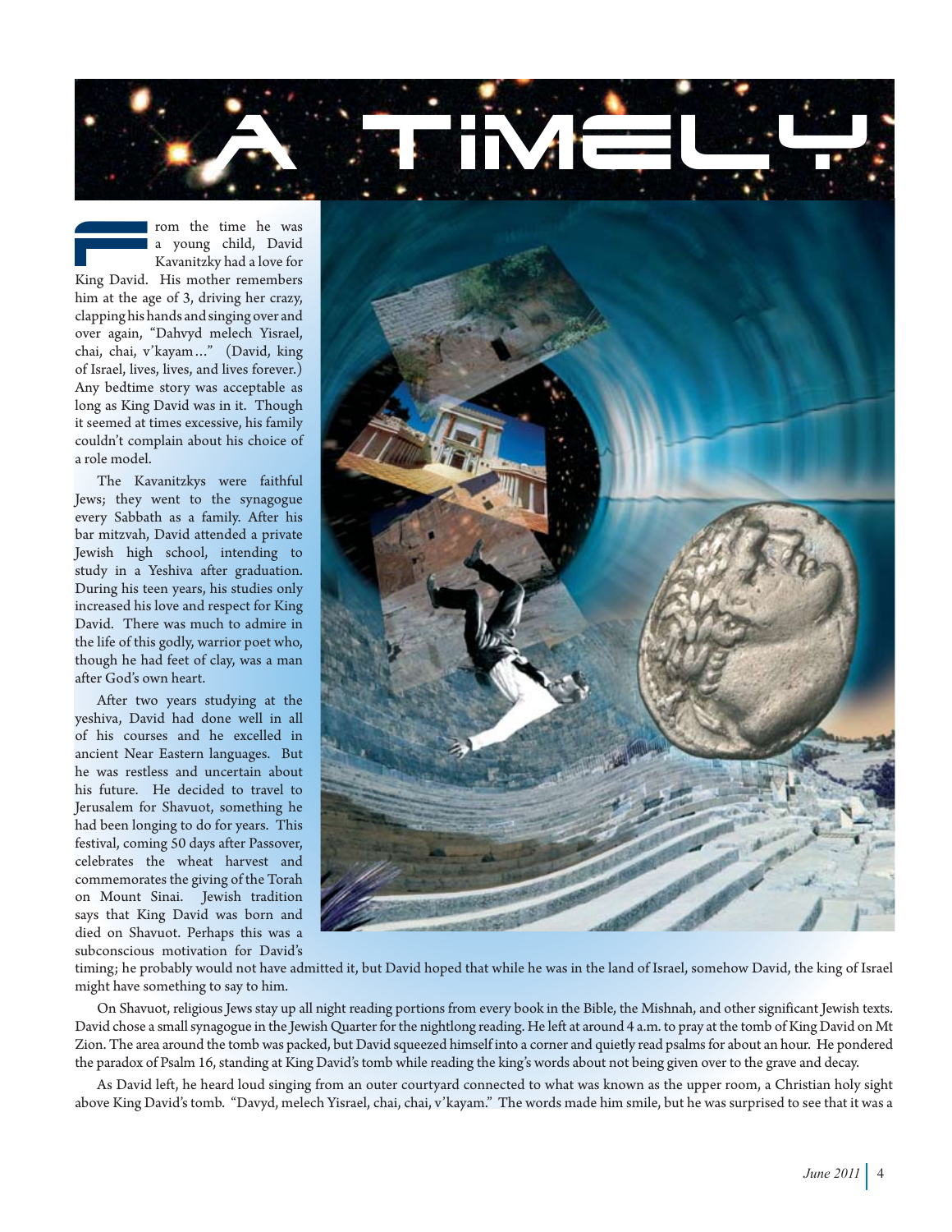# A Timely

From the time he was a young child, David Kavanitzky had a love for King David. His mother remembers him at the age of 3, driving her crazy, clapping his hands and singing over and over again, "Dahvyd melech Yisrael, chai, chai, v'kayam…" (David, king of Israel, lives, lives, and lives forever.) Any bedtime story was acceptable as long as King David was in it. Though it seemed at times excessive, his family couldn't complain about his choice of a role model.

The Kavanitzkys were faithful Jews; they went to the synagogue every Sabbath as a family. After his bar mitzvah, David attended a private Jewish high school, intending to study in a Yeshiva after graduation. During his teen years, his studies only increased his love and respect for King David. There was much to admire in the life of this godly, warrior poet who, though he had feet of clay, was a man after God's own heart.

After two years studying at the yeshiva, David had done well in all of his courses and he excelled in ancient Near Eastern languages. But he was restless and uncertain about his future. He decided to travel to Jerusalem for Shavuot, something he had been longing to do for years. This festival, coming 50 days after Passover, celebrates the wheat harvest and commemorates the giving of the Torah on Mount Sinai. Jewish tradition says that King David was born and died on Shavuot. Perhaps this was a subconscious motivation for David's timing; he probably would not have admitted it, but David hoped that while he was in the land of Israel, somehow David, the king of Israel might have something to say to him.

On Shavuot, religious Jews stay up all night reading portions from every book in the Bible, the Mishnah, and other significant Jewish texts. David chose a small synagogue in the Jewish Quarter for the nightlong reading. He left at around 4 a.m. to pray at the tomb of King David on Mt Zion. The area around the tomb was packed, but David squeezed himself into a corner and quietly read psalms for about an hour. He pondered the paradox of Psalm 16, standing at King David's tomb while reading the king's words about not being given over to the grave and decay.

As David left, he heard loud singing from an outer courtyard connected to what was known as the upper room, a Christian holy sight above King David's tomb. "Davyd, melech Yisrael, chai, chai, v'kayam." The words made him smile, but he was surprised to see that it was a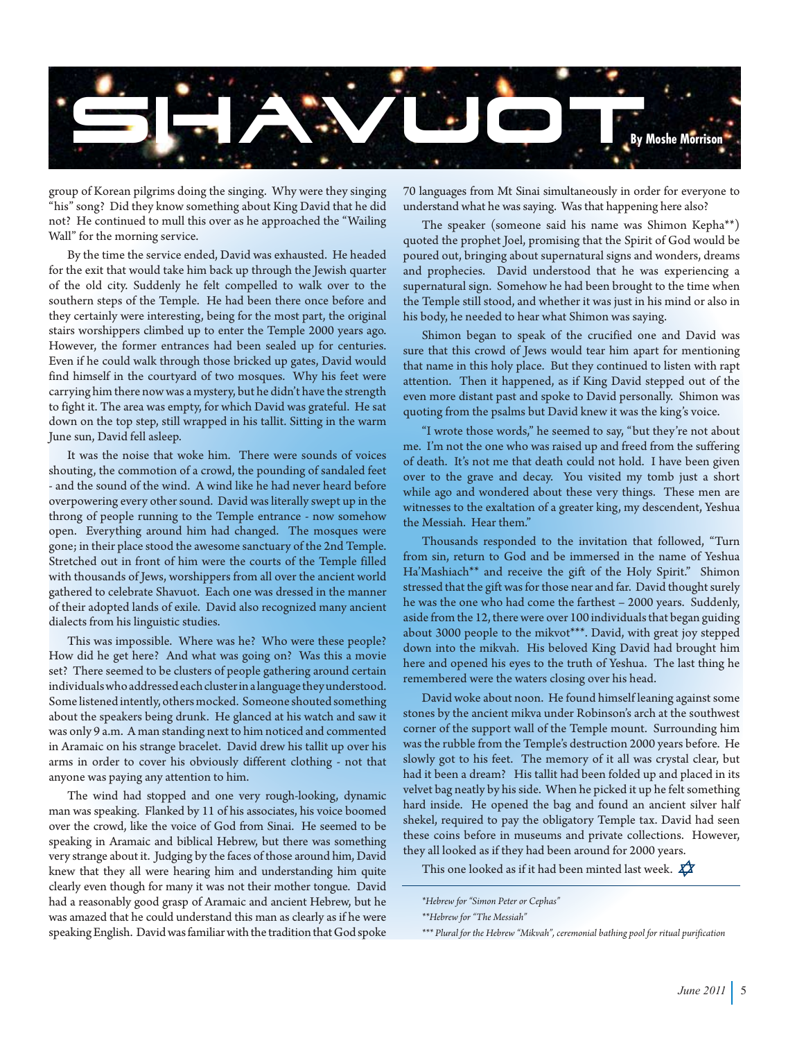# SHAVUOT

By Moshe Morrison

group of Korean pilgrims doing the singing. Why were they singing "his" song? Did they know something about King David that he did not? He continued to mull this over as he approached the "Wailing Wall" for the morning service.

By the time the service ended, David was exhausted. He headed for the exit that would take him back up through the Jewish quarter of the old city. Suddenly he felt compelled to walk over to the southern steps of the Temple. He had been there once before and they certainly were interesting, being for the most part, the original stairs worshippers climbed up to enter the Temple 2000 years ago. However, the former entrances had been sealed up for centuries. Even if he could walk through those bricked up gates, David would find himself in the courtyard of two mosques. Why his feet were carrying him there now was a mystery, but he didn't have the strength to fight it. The area was empty, for which David was grateful. He sat down on the top step, still wrapped in his tallit. Sitting in the warm June sun, David fell asleep.

It was the noise that woke him. There were sounds of voices shouting, the commotion of a crowd, the pounding of sandaled feet - and the sound of the wind. A wind like he had never heard before overpowering every other sound. David was literally swept up in the throng of people running to the Temple entrance - now somehow open. Everything around him had changed. The mosques were gone; in their place stood the awesome sanctuary of the 2nd Temple. Stretched out in front of him were the courts of the Temple filled with thousands of Jews, worshippers from all over the ancient world gathered to celebrate Shavuot. Each one was dressed in the manner of their adopted lands of exile. David also recognized many ancient dialects from his linguistic studies.

This was impossible. Where was he? Who were these people? How did he get here? And what was going on? Was this a movie set? There seemed to be clusters of people gathering around certain individuals who addressed each cluster in a language they understood. Some listened intently, others mocked. Someone shouted something about the speakers being drunk. He glanced at his watch and saw it was only 9 a.m. A man standing next to him noticed and commented in Aramaic on his strange bracelet. David drew his tallit up over his arms in order to cover his obviously different clothing - not that anyone was paying any attention to him.

The wind had stopped and one very rough-looking, dynamic man was speaking. Flanked by 11 of his associates, his voice boomed over the crowd, like the voice of God from Sinai. He seemed to be speaking in Aramaic and biblical Hebrew, but there was something very strange about it. Judging by the faces of those around him, David knew that they all were hearing him and understanding him quite clearly even though for many it was not their mother tongue. David had a reasonably good grasp of Aramaic and ancient Hebrew, but he was amazed that he could understand this man as clearly as if he were speaking English. David was familiar with the tradition that God spoke 70 languages from Mt Sinai simultaneously in order for everyone to understand what he was saying. Was that happening here also?

The speaker (someone said his name was Shimon Kepha**) quoted the prophet Joel, promising that the Spirit of God would be poured out, bringing about supernatural signs and wonders, dreams and prophecies. David understood that he was experiencing a supernatural sign. Somehow he had been brought to the time when the Temple still stood, and whether it was just in his mind or also in his body, he needed to hear what Shimon was saying.

Shimon began to speak of the crucified one and David was sure that this crowd of Jews would tear him apart for mentioning that name in this holy place. But they continued to listen with rapt attention. Then it happened, as if King David stepped out of the even more distant past and spoke to David personally. Shimon was quoting from the psalms but David knew it was the king's voice.

"I wrote those words," he seemed to say, "but they're not about me. I'm not the one who was raised up and freed from the suffering of death. It's not me that death could not hold. I have been given over to the grave and decay. You visited my tomb just a short while ago and wondered about these very things. These men are witnesses to the exaltation of a greater king, my descendent, Yeshua the Messiah. Hear them."

Thousands responded to the invitation that followed, "Turn from sin, return to God and be immersed in the name of Yeshua Ha'Mashiach** and receive the gift of the Holy Spirit." Shimon stressed that the gift was for those near and far. David thought surely he was the one who had come the farthest – 2000 years. Suddenly, aside from the 12, there were over 100 individuals that began guiding about 3000 people to the mikvot***. David, with great joy stepped down into the mikvah. His beloved King David had brought him here and opened his eyes to the truth of Yeshua. The last thing he remembered were the waters closing over his head.

David woke about noon. He found himself leaning against some stones by the ancient mikva under Robinson's arch at the southwest corner of the support wall of the Temple mount. Surrounding him was the rubble from the Temple's destruction 2000 years before. He slowly got to his feet. The memory of it all was crystal clear, but had it been a dream? His tallit had been folded up and placed in its velvet bag neatly by his side. When he picked it up he felt something hard inside. He opened the bag and found an ancient silver half shekel, required to pay the obligatory Temple tax. David had seen these coins before in museums and private collections. However, they all looked as if they had been around for 2000 years.

This one looked as if it had been minted last week. ✡

---

*Hebrew for "Simon Peter or Cephas"*

*\*\*Hebrew for "The Messiah"*

*\*\*\* Plural for the Hebrew "Mikvah", ceremonial bathing pool for ritual purification*